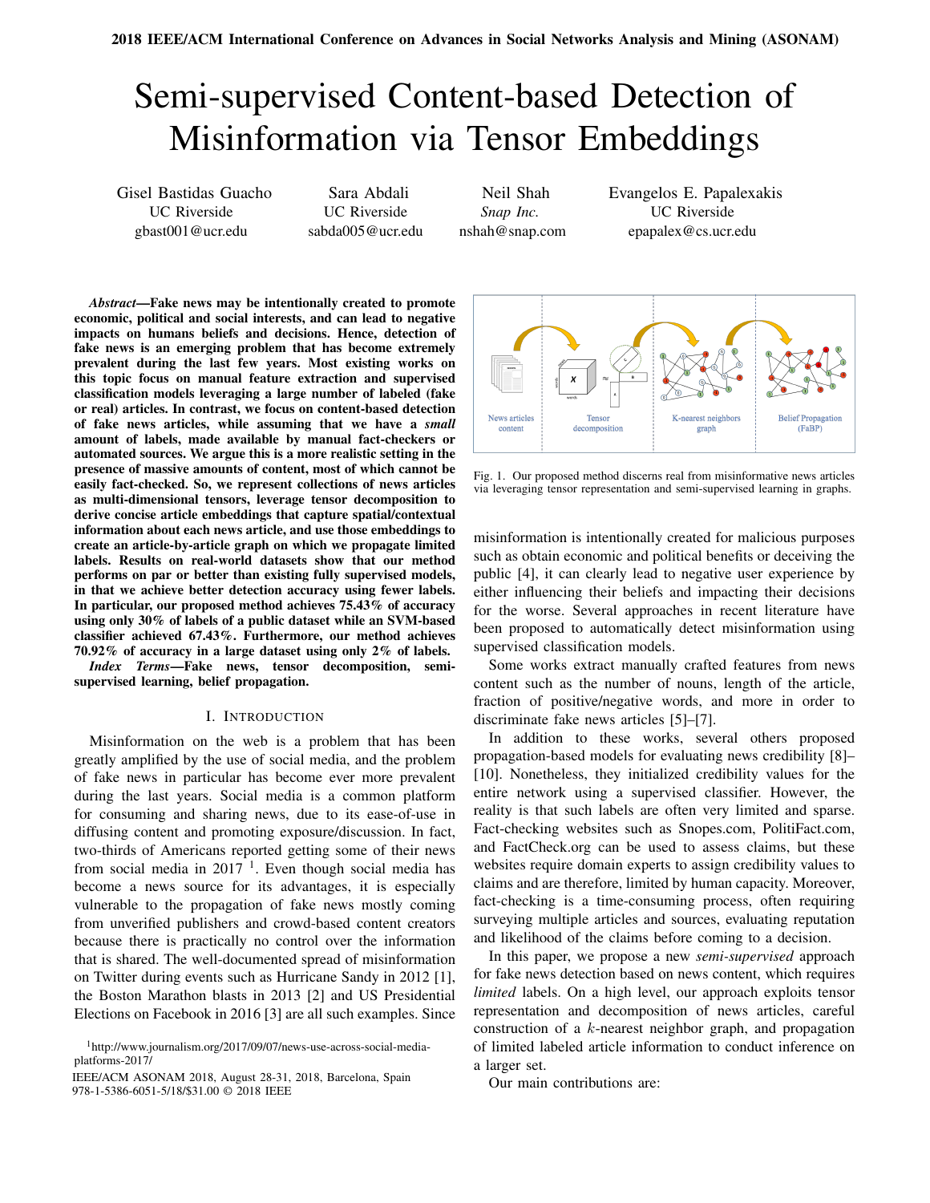# Semi-supervised Content-based Detection of Misinformation via Tensor Embeddings

Gisel Bastidas Guacho
UC Riverside
gbast001@ucr.edu

Sara Abdali
UC Riverside
sabda005@ucr.edu

Neil Shah
*Snap Inc.*
nshah@snap.com

Evangelos E. Papalexakis
UC Riverside
epapalex@cs.ucr.edu

***Abstract*—Fake news may be intentionally created to promote economic, political and social interests, and can lead to negative impacts on humans beliefs and decisions. Hence, detection of fake news is an emerging problem that has become extremely prevalent during the last few years. Most existing works on this topic focus on manual feature extraction and supervised classification models leveraging a large number of labeled (fake or real) articles. In contrast, we focus on content-based detection of fake news articles, while assuming that we have a *small* amount of labels, made available by manual fact-checkers or automated sources. We argue this is a more realistic setting in the presence of massive amounts of content, most of which cannot be easily fact-checked. So, we represent collections of news articles as multi-dimensional tensors, leverage tensor decomposition to derive concise article embeddings that capture spatial/contextual information about each news article, and use those embeddings to create an article-by-article graph on which we propagate limited labels. Results on real-world datasets show that our method performs on par or better than existing fully supervised models, in that we achieve better detection accuracy using fewer labels. In particular, our proposed method achieves 75.43% of accuracy using only 30% of labels of a public dataset while an SVM-based classifier achieved 67.43%. Furthermore, our method achieves 70.92% of accuracy in a large dataset using only 2% of labels.**

***Index Terms*—Fake news, tensor decomposition, semi-supervised learning, belief propagation.**

## I. Introduction

Misinformation on the web is a problem that has been greatly amplified by the use of social media, and the problem of fake news in particular has become ever more prevalent during the last years. Social media is a common platform for consuming and sharing news, due to its ease-of-use in diffusing content and promoting exposure/discussion. In fact, two-thirds of Americans reported getting some of their news from social media in 2017 [1]. Even though social media has become a news source for its advantages, it is especially vulnerable to the propagation of fake news mostly coming from unverified publishers and crowd-based content creators because there is practically no control over the information that is shared. The well-documented spread of misinformation on Twitter during events such as Hurricane Sandy in 2012 [1], the Boston Marathon blasts in 2013 [2] and US Presidential Elections on Facebook in 2016 [3] are all such examples. Since misinformation is intentionally created for malicious purposes such as obtain economic and political benefits or deceiving the public [4], it can clearly lead to negative user experience by either influencing their beliefs and impacting their decisions for the worse. Several approaches in recent literature have been proposed to automatically detect misinformation using supervised classification models.

[1] http://www.journalism.org/2017/09/07/news-use-across-social-media-platforms-2017/

Fig. 1. Our proposed method discerns real from misinformative news articles via leveraging tensor representation and semi-supervised learning in graphs.

Some works extract manually crafted features from news content such as the number of nouns, length of the article, fraction of positive/negative words, and more in order to discriminate fake news articles [5]–[7].

In addition to these works, several others proposed propagation-based models for evaluating news credibility [8]–[10]. Nonetheless, they initialized credibility values for the entire network using a supervised classifier. However, the reality is that such labels are often very limited and sparse. Fact-checking websites such as Snopes.com, PolitiFact.com, and FactCheck.org can be used to assess claims, but these websites require domain experts to assign credibility values to claims and are therefore, limited by human capacity. Moreover, fact-checking is a time-consuming process, often requiring surveying multiple articles and sources, evaluating reputation and likelihood of the claims before coming to a decision.

In this paper, we propose a new *semi-supervised* approach for fake news detection based on news content, which requires *limited* labels. On a high level, our approach exploits tensor representation and decomposition of news articles, careful construction of a $k$-nearest neighbor graph, and propagation of limited labeled article information to conduct inference on a larger set.

Our main contributions are: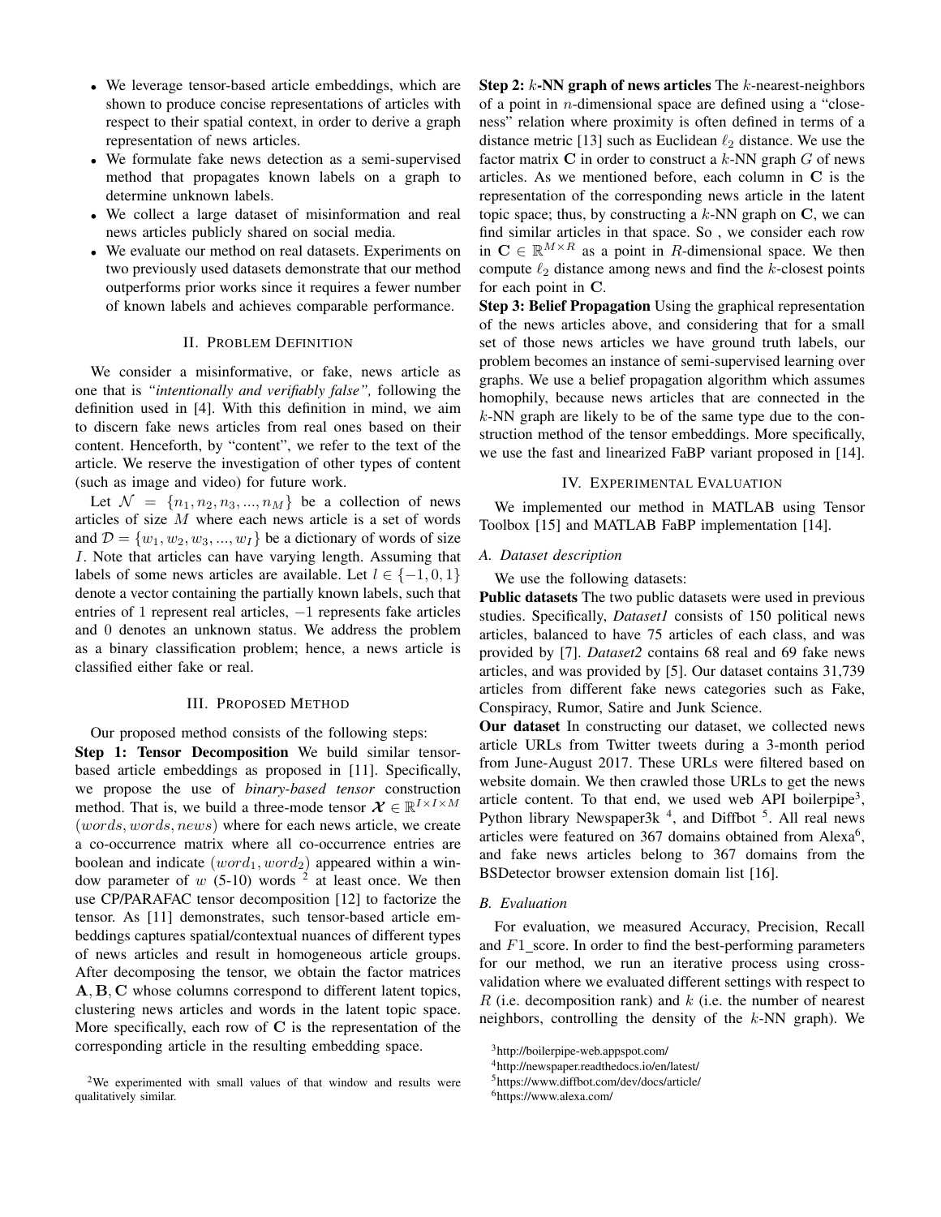- We leverage tensor-based article embeddings, which are shown to produce concise representations of articles with respect to their spatial context, in order to derive a graph representation of news articles.
- We formulate fake news detection as a semi-supervised method that propagates known labels on a graph to determine unknown labels.
- We collect a large dataset of misinformation and real news articles publicly shared on social media.
- We evaluate our method on real datasets. Experiments on two previously used datasets demonstrate that our method outperforms prior works since it requires a fewer number of known labels and achieves comparable performance.

## II. Problem Definition

We consider a misinformative, or fake, news article as one that is *"intentionally and verifiably false"*, following the definition used in [4]. With this definition in mind, we aim to discern fake news articles from real ones based on their content. Henceforth, by "content", we refer to the text of the article. We reserve the investigation of other types of content (such as image and video) for future work.

Let $\mathcal{N} = \{n_1, n_2, n_3, ..., n_M\}$ be a collection of news articles of size $M$ where each news article is a set of words and $\mathcal{D} = \{w_1, w_2, w_3, ..., w_I\}$ be a dictionary of words of size $I$. Note that articles can have varying length. Assuming that labels of some news articles are available. Let $l \in \{-1, 0, 1\}$ denote a vector containing the partially known labels, such that entries of 1 represent real articles, $-1$ represents fake articles and 0 denotes an unknown status. We address the problem as a binary classification problem; hence, a news article is classified either fake or real.

## III. Proposed Method

Our proposed method consists of the following steps:

**Step 1: Tensor Decomposition** We build similar tensor-based article embeddings as proposed in [11]. Specifically, we propose the use of *binary-based tensor* construction method. That is, we build a three-mode tensor $\boldsymbol{\mathcal{X}} \in \mathbb{R}^{I \times I \times M}$ $(words, words, news)$ where for each news article, we create a co-occurrence matrix where all co-occurrence entries are boolean and indicate $(word_1, word_2)$ appeared within a window parameter of $w$ (5-10) words [2] at least once. We then use CP/PARAFAC tensor decomposition [12] to factorize the tensor. As [11] demonstrates, such tensor-based article embeddings captures spatial/contextual nuances of different types of news articles and result in homogeneous article groups. After decomposing the tensor, we obtain the factor matrices $\mathbf{A}, \mathbf{B}, \mathbf{C}$ whose columns correspond to different latent topics, clustering news articles and words in the latent topic space. More specifically, each row of $\mathbf{C}$ is the representation of the corresponding article in the resulting embedding space.

[2] We experimented with small values of that window and results were qualitatively similar.

**Step 2: $k$-NN graph of news articles** The $k$-nearest-neighbors of a point in $n$-dimensional space are defined using a "closeness" relation where proximity is often defined in terms of a distance metric [13] such as Euclidean $\ell_2$ distance. We use the factor matrix $\mathbf{C}$ in order to construct a $k$-NN graph $G$ of news articles. As we mentioned before, each column in $\mathbf{C}$ is the representation of the corresponding news article in the latent topic space; thus, by constructing a $k$-NN graph on $\mathbf{C}$, we can find similar articles in that space. So , we consider each row in $\mathbf{C} \in \mathbb{R}^{M \times R}$ as a point in $R$-dimensional space. We then compute $\ell_2$ distance among news and find the $k$-closest points for each point in $\mathbf{C}$.

**Step 3: Belief Propagation** Using the graphical representation of the news articles above, and considering that for a small set of those news articles we have ground truth labels, our problem becomes an instance of semi-supervised learning over graphs. We use a belief propagation algorithm which assumes homophily, because news articles that are connected in the $k$-NN graph are likely to be of the same type due to the construction method of the tensor embeddings. More specifically, we use the fast and linearized FaBP variant proposed in [14].

## IV. Experimental Evaluation

We implemented our method in MATLAB using Tensor Toolbox [15] and MATLAB FaBP implementation [14].

### A. Dataset description

We use the following datasets:

**Public datasets** The two public datasets were used in previous studies. Specifically, *Dataset1* consists of 150 political news articles, balanced to have 75 articles of each class, and was provided by [7]. *Dataset2* contains 68 real and 69 fake news articles, and was provided by [5]. Our dataset contains 31,739 articles from different fake news categories such as Fake, Conspiracy, Rumor, Satire and Junk Science.

**Our dataset** In constructing our dataset, we collected news article URLs from Twitter tweets during a 3-month period from June-August 2017. These URLs were filtered based on website domain. We then crawled those URLs to get the news article content. To that end, we used web API boilerpipe[3], Python library Newspaper3k [4], and Diffbot [5]. All real news articles were featured on 367 domains obtained from Alexa[6], and fake news articles belong to 367 domains from the BSDetector browser extension domain list [16].

### B. Evaluation

For evaluation, we measured Accuracy, Precision, Recall and $F1$_score. In order to find the best-performing parameters for our method, we run an iterative process using cross-validation where we evaluated different settings with respect to $R$ (i.e. decomposition rank) and $k$ (i.e. the number of nearest neighbors, controlling the density of the $k$-NN graph). We

[3] http://boilerpipe-web.appspot.com/

[4] http://newspaper.readthedocs.io/en/latest/

[5] https://www.diffbot.com/dev/docs/article/

[6] https://www.alexa.com/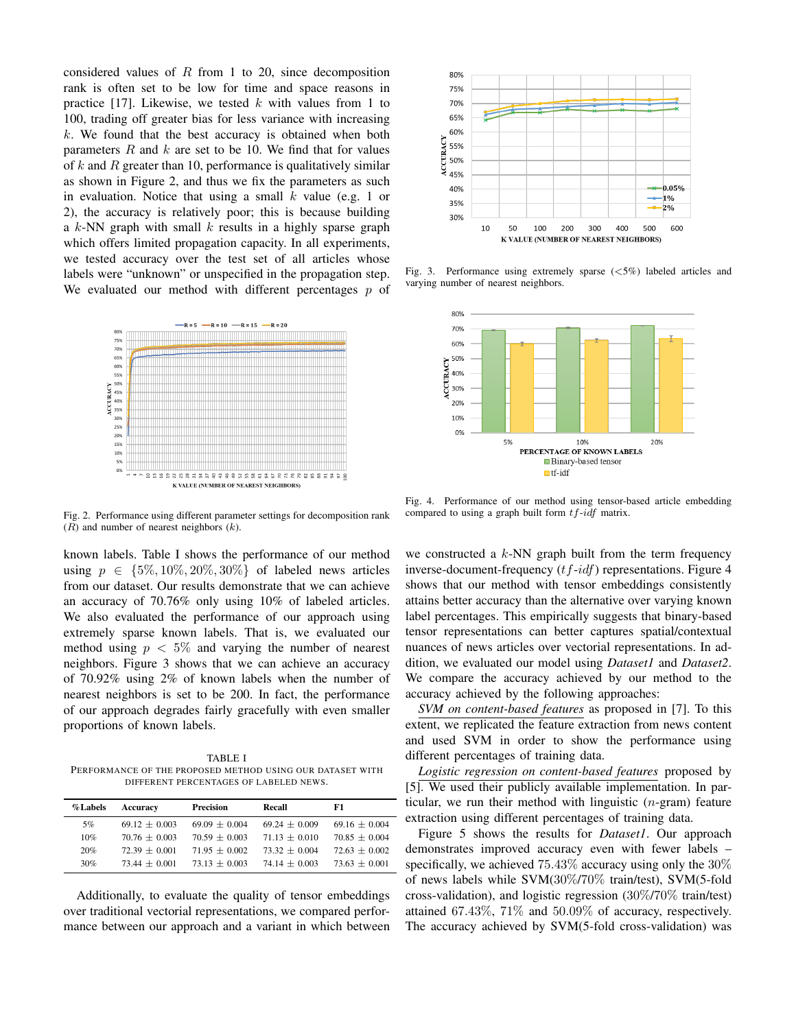considered values of $R$ from 1 to 20, since decomposition rank is often set to be low for time and space reasons in practice [17]. Likewise, we tested $k$ with values from 1 to 100, trading off greater bias for less variance with increasing $k$. We found that the best accuracy is obtained when both parameters $R$ and $k$ are set to be 10. We find that for values of $k$ and $R$ greater than 10, performance is qualitatively similar as shown in Figure 2, and thus we fix the parameters as such in evaluation. Notice that using a small $k$ value (e.g. 1 or 2), the accuracy is relatively poor; this is because building a $k$-NN graph with small $k$ results in a highly sparse graph which offers limited propagation capacity. In all experiments, we tested accuracy over the test set of all articles whose labels were "unknown" or unspecified in the propagation step. We evaluated our method with different percentages $p$ of known labels. Table I shows the performance of our method using $p \in \{5\%, 10\%, 20\%, 30\%\}$ of labeled news articles from our dataset. Our results demonstrate that we can achieve an accuracy of 70.76% only using 10% of labeled articles. We also evaluated the performance of our approach using extremely sparse known labels. That is, we evaluated our method using $p < 5\%$ and varying the number of nearest neighbors. Figure 3 shows that we can achieve an accuracy of 70.92% using 2% of known labels when the number of nearest neighbors is set to be 200. In fact, the performance of our approach degrades fairly gracefully with even smaller proportions of known labels.

Fig. 2. Performance using different parameter settings for decomposition rank ($R$) and number of nearest neighbors ($k$).

TABLE I
PERFORMANCE OF THE PROPOSED METHOD USING OUR DATASET WITH DIFFERENT PERCENTAGES OF LABELED NEWS.

| %Labels | Accuracy | Precision | Recall | F1 |
|---|---|---|---|---|
| 5% | 69.12 ± 0.003 | 69.09 ± 0.004 | 69.24 ± 0.009 | 69.16 ± 0.004 |
| 10% | 70.76 ± 0.003 | 70.59 ± 0.003 | 71.13 ± 0.010 | 70.85 ± 0.004 |
| 20% | 72.39 ± 0.001 | 71.95 ± 0.002 | 73.32 ± 0.004 | 72.63 ± 0.002 |
| 30% | 73.44 ± 0.001 | 73.13 ± 0.003 | 74.14 ± 0.003 | 73.63 ± 0.001 |

Additionally, to evaluate the quality of tensor embeddings over traditional vectorial representations, we compared performance between our approach and a variant in which between we constructed a $k$-NN graph built from the term frequency inverse-document-frequency ($tf$-$idf$) representations. Figure 4 shows that our method with tensor embeddings consistently attains better accuracy than the alternative over varying known label percentages. This empirically suggests that binary-based tensor representations can better captures spatial/contextual nuances of news articles over vectorial representations. In addition, we evaluated our model using *Dataset1* and *Dataset2*. We compare the accuracy achieved by our method to the accuracy achieved by the following approaches:

Fig. 3. Performance using extremely sparse (<5%) labeled articles and varying number of nearest neighbors.

Fig. 4. Performance of our method using tensor-based article embedding compared to using a graph built form $tf$-$idf$ matrix.

*SVM on content-based features* as proposed in [7]. To this extent, we replicated the feature extraction from news content and used SVM in order to show the performance using different percentages of training data.

*Logistic regression on content-based features* proposed by [5]. We used their publicly available implementation. In particular, we run their method with linguistic ($n$-gram) feature extraction using different percentages of training data.

Figure 5 shows the results for *Dataset1*. Our approach demonstrates improved accuracy even with fewer labels – specifically, we achieved 75.43% accuracy using only the 30% of news labels while SVM(30%/70% train/test), SVM(5-fold cross-validation), and logistic regression (30%/70% train/test) attained 67.43%, 71% and 50.09% of accuracy, respectively. The accuracy achieved by SVM(5-fold cross-validation) was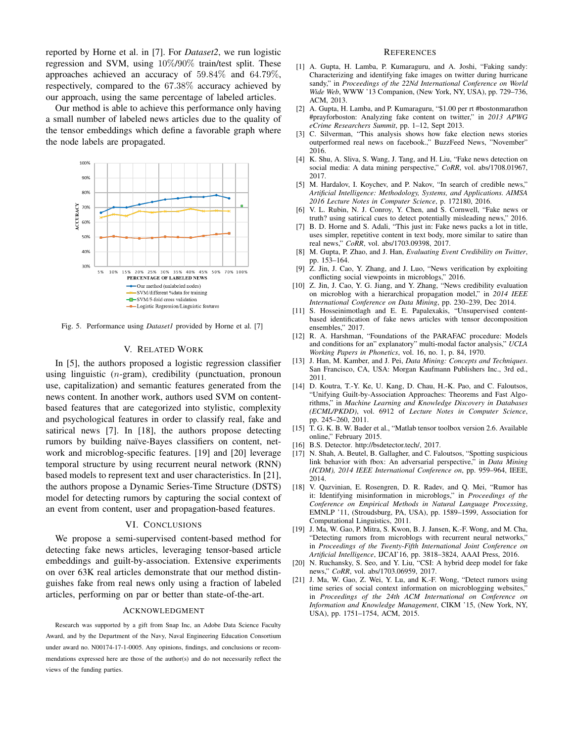reported by Horne et al. in [7]. For *Dataset2*, we run logistic regression and SVM, using $10\%/90\%$ train/test split. These approaches achieved an accuracy of $59.84\%$ and $64.79\%$, respectively, compared to the $67.38\%$ accuracy achieved by our approach, using the same percentage of labeled articles.

Our method is able to achieve this performance only having a small number of labeled news articles due to the quality of the tensor embeddings which define a favorable graph where the node labels are propagated.

100%
90%
80%
70%
60%
50%
40%
30%
ACCURACY
5% 10% 15% 20% 25% 30% 35% 40% 45% 50% 70% 100%
PERCENTAGE OF LABELED NEWS
Our method (unlabeled nodes)
SVM/different %data for training
SVM/5-fold cross validation
Logistic Regression/Linguistic features

Fig. 5. Performance using *Dataset1* provided by Horne et al. [7]

## V. Related Work

In [5], the authors proposed a logistic regression classifier using linguistic ($n$-gram), credibility (punctuation, pronoun use, capitalization) and semantic features generated from the news content. In another work, authors used SVM on content-based features that are categorized into stylistic, complexity and psychological features in order to classify real, fake and satirical news [7]. In [18], the authors propose detecting rumors by building naïve-Bayes classifiers on content, network and microblog-specific features. [19] and [20] leverage temporal structure by using recurrent neural network (RNN) based models to represent text and user characteristics. In [21], the authors propose a Dynamic Series-Time Structure (DSTS) model for detecting rumors by capturing the social context of an event from content, user and propagation-based features.

## VI. Conclusions

We propose a semi-supervised content-based method for detecting fake news articles, leveraging tensor-based article embeddings and guilt-by-association. Extensive experiments on over 63K real articles demonstrate that our method distinguishes fake from real news only using a fraction of labeled articles, performing on par or better than state-of-the-art.

## Acknowledgment

Research was supported by a gift from Snap Inc, an Adobe Data Science Faculty Award, and by the Department of the Navy, Naval Engineering Education Consortium under award no. N00174-17-1-0005. Any opinions, findings, and conclusions or recommendations expressed here are those of the author(s) and do not necessarily reflect the views of the funding parties.

## References

[1] A. Gupta, H. Lamba, P. Kumaraguru, and A. Joshi, "Faking sandy: Characterizing and identifying fake images on twitter during hurricane sandy," in *Proceedings of the 22Nd International Conference on World Wide Web*, WWW '13 Companion, (New York, NY, USA), pp. 729–736, ACM, 2013.

[2] A. Gupta, H. Lamba, and P. Kumaraguru, "$1.00 per rt #bostonmarathon #prayforboston: Analyzing fake content on twitter," in *2013 APWG eCrime Researchers Summit*, pp. 1–12, Sept 2013.

[3] C. Silverman, "This analysis shows how fake election news stories outperformed real news on facebook.," BuzzFeed News, "November" 2016.

[4] K. Shu, A. Sliva, S. Wang, J. Tang, and H. Liu, "Fake news detection on social media: A data mining perspective," *CoRR*, vol. abs/1708.01967, 2017.

[5] M. Hardalov, I. Koychev, and P. Nakov, "In search of credible news," *Artificial Intelligence: Methodology, Systems, and Applications. AIMSA 2016 Lecture Notes in Computer Science*, p. 172180, 2016.

[6] V. L. Rubin, N. J. Conroy, Y. Chen, and S. Cornwell, "Fake news or truth? using satirical cues to detect potentially misleading news," 2016.

[7] B. D. Horne and S. Adali, "This just in: Fake news packs a lot in title, uses simpler, repetitive content in text body, more similar to satire than real news," *CoRR*, vol. abs/1703.09398, 2017.

[8] M. Gupta, P. Zhao, and J. Han, *Evaluating Event Credibility on Twitter*, pp. 153–164.

[9] Z. Jin, J. Cao, Y. Zhang, and J. Luo, "News verification by exploiting conflicting social viewpoints in microblogs," 2016.

[10] Z. Jin, J. Cao, Y. G. Jiang, and Y. Zhang, "News credibility evaluation on microblog with a hierarchical propagation model," in *2014 IEEE International Conference on Data Mining*, pp. 230–239, Dec 2014.

[11] S. Hosseinimotlagh and E. E. Papalexakis, "Unsupervised content-based identification of fake news articles with tensor decomposition ensembles," 2017.

[12] R. A. Harshman, "Foundations of the PARAFAC procedure: Models and conditions for an" explanatory" multi-modal factor analysis," *UCLA Working Papers in Phonetics*, vol. 16, no. 1, p. 84, 1970.

[13] J. Han, M. Kamber, and J. Pei, *Data Mining: Concepts and Techniques*. San Francisco, CA, USA: Morgan Kaufmann Publishers Inc., 3rd ed., 2011.

[14] D. Koutra, T.-Y. Ke, U. Kang, D. Chau, H.-K. Pao, and C. Faloutsos, "Unifying Guilt-by-Association Approaches: Theorems and Fast Algorithms," in *Machine Learning and Knowledge Discovery in Databases (ECML/PKDD)*, vol. 6912 of *Lecture Notes in Computer Science*, pp. 245–260, 2011.

[15] T. G. K. B. W. Bader et al., "Matlab tensor toolbox version 2.6. Available online," February 2015.

[16] B.S. Detector. http://bsdetector.tech/, 2017.

[17] N. Shah, A. Beutel, B. Gallagher, and C. Faloutsos, "Spotting suspicious link behavior with fbox: An adversarial perspective," in *Data Mining (ICDM), 2014 IEEE International Conference on*, pp. 959–964, IEEE, 2014.

[18] V. Qazvinian, E. Rosengren, D. R. Radev, and Q. Mei, "Rumor has it: Identifying misinformation in microblogs," in *Proceedings of the Conference on Empirical Methods in Natural Language Processing*, EMNLP '11, (Stroudsburg, PA, USA), pp. 1589–1599, Association for Computational Linguistics, 2011.

[19] J. Ma, W. Gao, P. Mitra, S. Kwon, B. J. Jansen, K.-F. Wong, and M. Cha, "Detecting rumors from microblogs with recurrent neural networks," in *Proceedings of the Twenty-Fifth International Joint Conference on Artificial Intelligence*, IJCAI'16, pp. 3818–3824, AAAI Press, 2016.

[20] N. Ruchansky, S. Seo, and Y. Liu, "CSI: A hybrid deep model for fake news," *CoRR*, vol. abs/1703.06959, 2017.

[21] J. Ma, W. Gao, Z. Wei, Y. Lu, and K.-F. Wong, "Detect rumors using time series of social context information on microblogging websites," in *Proceedings of the 24th ACM International on Conference on Information and Knowledge Management*, CIKM '15, (New York, NY, USA), pp. 1751–1754, ACM, 2015.